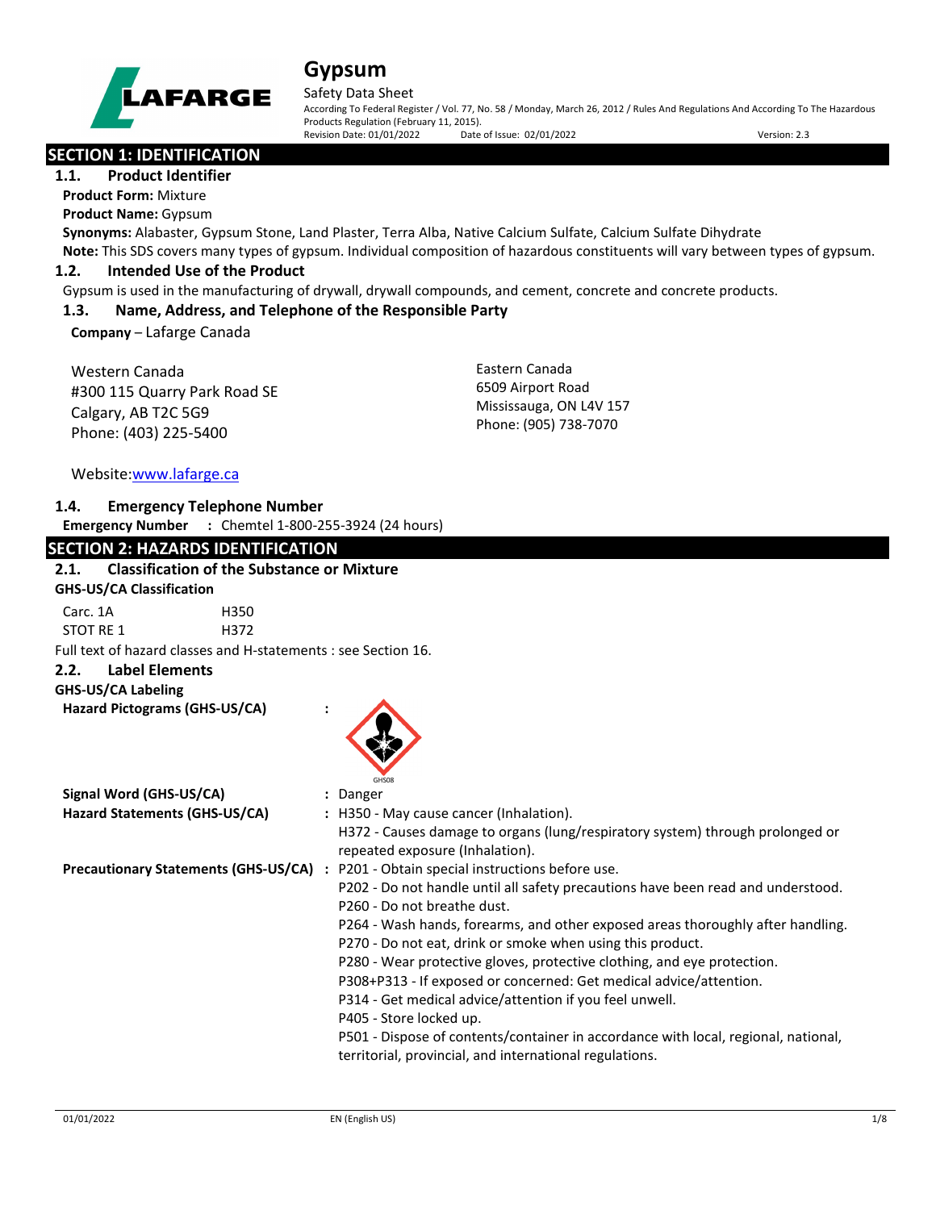# Gypsum

Safety Data Sheet

According To Federal Register / Vol. 77, No. 58 / Monday, March 26, 2012 / Rules And Regulations And According To The Hazardous Products Regulation (February 11, 2015).

Revision Date: 01/01/2022 Date of Issue: 02/01/2022 Version: 2.3

## SECTION 1: IDENTIFICATION

### 1.1. Product Identifier

**Product Form:** Mixture

**Product Name:** Gypsum

**Synonyms:** Alabaster, Gypsum Stone, Land Plaster, Terra Alba, Native Calcium Sulfate, Calcium Sulfate Dihydrate

**Note:** This SDS covers many types of gypsum. Individual composition of hazardous constituents will vary between types of gypsum.

### 1.2. Intended Use of the Product

Gypsum is used in the manufacturing of drywall, drywall compounds, and cement, concrete and concrete products.

### 1.3. Name, Address, and Telephone of the Responsible Party

**Company** – Lafarge Canada

Western Canada
#300 115 Quarry Park Road SE
Calgary, AB T2C 5G9
Phone: (403) 225-5400

Eastern Canada
6509 Airport Road
Mississauga, ON L4V 157
Phone: (905) 738-7070

Website: www.lafarge.ca

### 1.4. Emergency Telephone Number

**Emergency Number** : Chemtel 1-800-255-3924 (24 hours)

## SECTION 2: HAZARDS IDENTIFICATION

### 2.1. Classification of the Substance or Mixture

**GHS-US/CA Classification**

Carc. 1A H350
STOT RE 1 H372

Full text of hazard classes and H-statements : see Section 16.

### 2.2. Label Elements

**GHS-US/CA Labeling**

**Hazard Pictograms (GHS-US/CA)** :

GHS08

**Signal Word (GHS-US/CA)** : Danger

**Hazard Statements (GHS-US/CA)** : H350 - May cause cancer (Inhalation).
H372 - Causes damage to organs (lung/respiratory system) through prolonged or repeated exposure (Inhalation).

**Precautionary Statements (GHS-US/CA)** : P201 - Obtain special instructions before use.
P202 - Do not handle until all safety precautions have been read and understood.
P260 - Do not breathe dust.
P264 - Wash hands, forearms, and other exposed areas thoroughly after handling.
P270 - Do not eat, drink or smoke when using this product.
P280 - Wear protective gloves, protective clothing, and eye protection.
P308+P313 - If exposed or concerned: Get medical advice/attention.
P314 - Get medical advice/attention if you feel unwell.
P405 - Store locked up.
P501 - Dispose of contents/container in accordance with local, regional, national, territorial, provincial, and international regulations.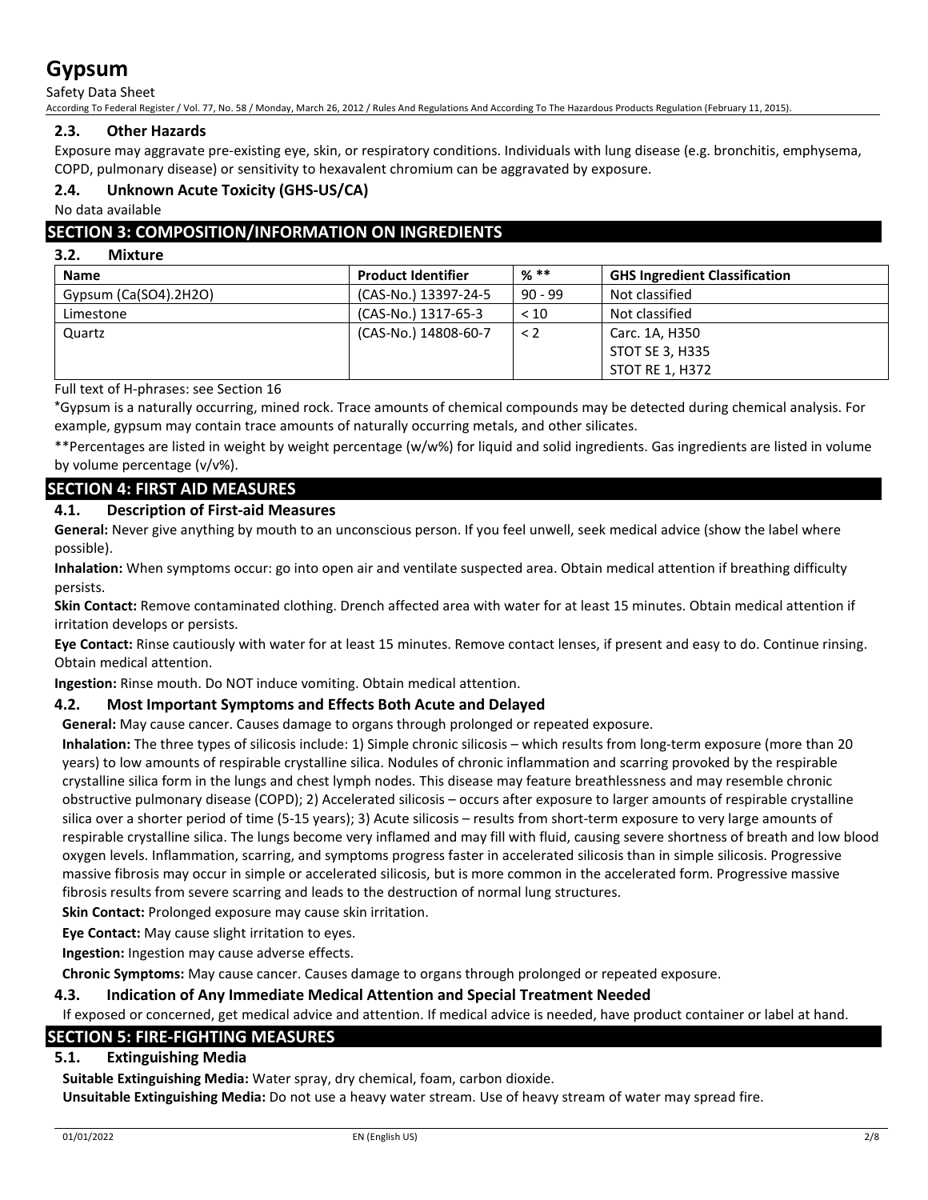### 2.3. Other Hazards

Exposure may aggravate pre-existing eye, skin, or respiratory conditions. Individuals with lung disease (e.g. bronchitis, emphysema, COPD, pulmonary disease) or sensitivity to hexavalent chromium can be aggravated by exposure.

### 2.4. Unknown Acute Toxicity (GHS-US/CA)

No data available

## SECTION 3: COMPOSITION/INFORMATION ON INGREDIENTS

### 3.2. Mixture

| Name | Product Identifier | % ** | GHS Ingredient Classification |
|---|---|---|---|
| Gypsum (Ca(SO4).2H2O) | (CAS-No.) 13397-24-5 | 90 - 99 | Not classified |
| Limestone | (CAS-No.) 1317-65-3 | < 10 | Not classified |
| Quartz | (CAS-No.) 14808-60-7 | < 2 | Carc. 1A, H350<br>STOT SE 3, H335<br>STOT RE 1, H372 |

Full text of H-phrases: see Section 16

*Gypsum is a naturally occurring, mined rock. Trace amounts of chemical compounds may be detected during chemical analysis. For example, gypsum may contain trace amounts of naturally occurring metals, and other silicates.

**Percentages are listed in weight by weight percentage (w/w%) for liquid and solid ingredients. Gas ingredients are listed in volume by volume percentage (v/v%).

## SECTION 4: FIRST AID MEASURES

### 4.1. Description of First-aid Measures

**General:** Never give anything by mouth to an unconscious person. If you feel unwell, seek medical advice (show the label where possible).

**Inhalation:** When symptoms occur: go into open air and ventilate suspected area. Obtain medical attention if breathing difficulty persists.

**Skin Contact:** Remove contaminated clothing. Drench affected area with water for at least 15 minutes. Obtain medical attention if irritation develops or persists.

**Eye Contact:** Rinse cautiously with water for at least 15 minutes. Remove contact lenses, if present and easy to do. Continue rinsing. Obtain medical attention.

**Ingestion:** Rinse mouth. Do NOT induce vomiting. Obtain medical attention.

### 4.2. Most Important Symptoms and Effects Both Acute and Delayed

**General:** May cause cancer. Causes damage to organs through prolonged or repeated exposure.

**Inhalation:** The three types of silicosis include: 1) Simple chronic silicosis – which results from long-term exposure (more than 20 years) to low amounts of respirable crystalline silica. Nodules of chronic inflammation and scarring provoked by the respirable crystalline silica form in the lungs and chest lymph nodes. This disease may feature breathlessness and may resemble chronic obstructive pulmonary disease (COPD); 2) Accelerated silicosis – occurs after exposure to larger amounts of respirable crystalline silica over a shorter period of time (5-15 years); 3) Acute silicosis – results from short-term exposure to very large amounts of respirable crystalline silica. The lungs become very inflamed and may fill with fluid, causing severe shortness of breath and low blood oxygen levels. Inflammation, scarring, and symptoms progress faster in accelerated silicosis than in simple silicosis. Progressive massive fibrosis may occur in simple or accelerated silicosis, but is more common in the accelerated form. Progressive massive fibrosis results from severe scarring and leads to the destruction of normal lung structures.

**Skin Contact:** Prolonged exposure may cause skin irritation.

**Eye Contact:** May cause slight irritation to eyes.

**Ingestion:** Ingestion may cause adverse effects.

**Chronic Symptoms:** May cause cancer. Causes damage to organs through prolonged or repeated exposure.

### 4.3. Indication of Any Immediate Medical Attention and Special Treatment Needed

If exposed or concerned, get medical advice and attention. If medical advice is needed, have product container or label at hand.

## SECTION 5: FIRE-FIGHTING MEASURES

### 5.1. Extinguishing Media

**Suitable Extinguishing Media:** Water spray, dry chemical, foam, carbon dioxide.

**Unsuitable Extinguishing Media:** Do not use a heavy water stream. Use of heavy stream of water may spread fire.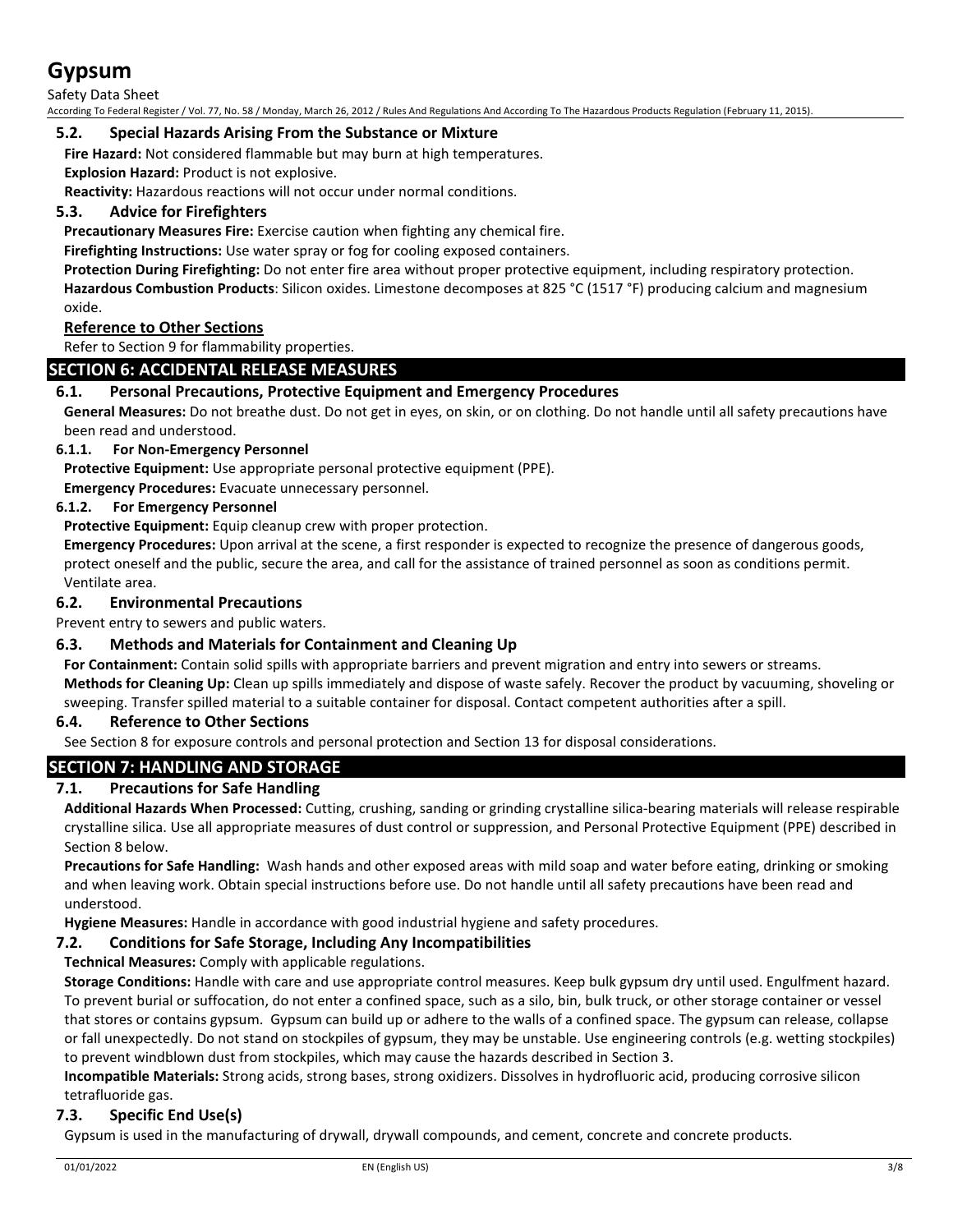### 5.2. Special Hazards Arising From the Substance or Mixture

**Fire Hazard:** Not considered flammable but may burn at high temperatures.

**Explosion Hazard:** Product is not explosive.

**Reactivity:** Hazardous reactions will not occur under normal conditions.

### 5.3. Advice for Firefighters

**Precautionary Measures Fire:** Exercise caution when fighting any chemical fire.

**Firefighting Instructions:** Use water spray or fog for cooling exposed containers.

**Protection During Firefighting:** Do not enter fire area without proper protective equipment, including respiratory protection.

**Hazardous Combustion Products**: Silicon oxides. Limestone decomposes at 825 °C (1517 °F) producing calcium and magnesium oxide.

**Reference to Other Sections**

Refer to Section 9 for flammability properties.

## SECTION 6: ACCIDENTAL RELEASE MEASURES

### 6.1. Personal Precautions, Protective Equipment and Emergency Procedures

**General Measures:** Do not breathe dust. Do not get in eyes, on skin, or on clothing. Do not handle until all safety precautions have been read and understood.

#### 6.1.1. For Non-Emergency Personnel

**Protective Equipment:** Use appropriate personal protective equipment (PPE).

**Emergency Procedures:** Evacuate unnecessary personnel.

#### 6.1.2. For Emergency Personnel

**Protective Equipment:** Equip cleanup crew with proper protection.

**Emergency Procedures:** Upon arrival at the scene, a first responder is expected to recognize the presence of dangerous goods, protect oneself and the public, secure the area, and call for the assistance of trained personnel as soon as conditions permit. Ventilate area.

### 6.2. Environmental Precautions

Prevent entry to sewers and public waters.

### 6.3. Methods and Materials for Containment and Cleaning Up

**For Containment:** Contain solid spills with appropriate barriers and prevent migration and entry into sewers or streams.

**Methods for Cleaning Up:** Clean up spills immediately and dispose of waste safely. Recover the product by vacuuming, shoveling or sweeping. Transfer spilled material to a suitable container for disposal. Contact competent authorities after a spill.

### 6.4. Reference to Other Sections

See Section 8 for exposure controls and personal protection and Section 13 for disposal considerations.

## SECTION 7: HANDLING AND STORAGE

### 7.1. Precautions for Safe Handling

**Additional Hazards When Processed:** Cutting, crushing, sanding or grinding crystalline silica-bearing materials will release respirable crystalline silica. Use all appropriate measures of dust control or suppression, and Personal Protective Equipment (PPE) described in Section 8 below.

**Precautions for Safe Handling:** Wash hands and other exposed areas with mild soap and water before eating, drinking or smoking and when leaving work. Obtain special instructions before use. Do not handle until all safety precautions have been read and understood.

**Hygiene Measures:** Handle in accordance with good industrial hygiene and safety procedures.

### 7.2. Conditions for Safe Storage, Including Any Incompatibilities

**Technical Measures:** Comply with applicable regulations.

**Storage Conditions:** Handle with care and use appropriate control measures. Keep bulk gypsum dry until used. Engulfment hazard. To prevent burial or suffocation, do not enter a confined space, such as a silo, bin, bulk truck, or other storage container or vessel that stores or contains gypsum. Gypsum can build up or adhere to the walls of a confined space. The gypsum can release, collapse or fall unexpectedly. Do not stand on stockpiles of gypsum, they may be unstable. Use engineering controls (e.g. wetting stockpiles) to prevent windblown dust from stockpiles, which may cause the hazards described in Section 3.

**Incompatible Materials:** Strong acids, strong bases, strong oxidizers. Dissolves in hydrofluoric acid, producing corrosive silicon tetrafluoride gas.

### 7.3. Specific End Use(s)

Gypsum is used in the manufacturing of drywall, drywall compounds, and cement, concrete and concrete products.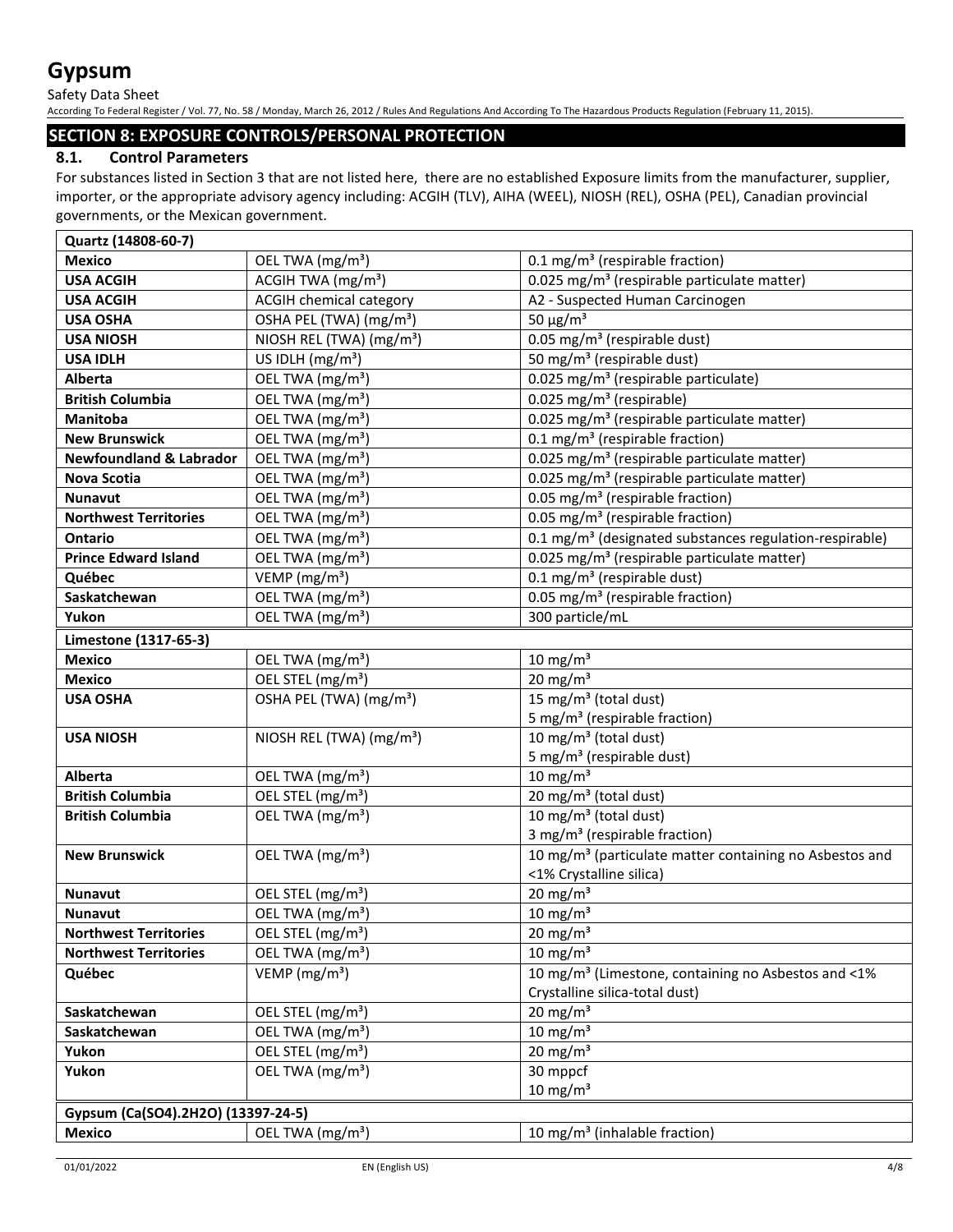## SECTION 8: EXPOSURE CONTROLS/PERSONAL PROTECTION

### 8.1. Control Parameters

For substances listed in Section 3 that are not listed here, there are no established Exposure limits from the manufacturer, supplier, importer, or the appropriate advisory agency including: ACGIH (TLV), AIHA (WEEL), NIOSH (REL), OSHA (PEL), Canadian provincial governments, or the Mexican government.

| Quartz (14808-60-7) | | |
|---|---|---|
| **Mexico** | OEL TWA (mg/m³) | 0.1 mg/m³ (respirable fraction) |
| **USA ACGIH** | ACGIH TWA (mg/m³) | 0.025 mg/m³ (respirable particulate matter) |
| **USA ACGIH** | ACGIH chemical category | A2 - Suspected Human Carcinogen |
| **USA OSHA** | OSHA PEL (TWA) (mg/m³) | 50 µg/m³ |
| **USA NIOSH** | NIOSH REL (TWA) (mg/m³) | 0.05 mg/m³ (respirable dust) |
| **USA IDLH** | US IDLH (mg/m³) | 50 mg/m³ (respirable dust) |
| **Alberta** | OEL TWA (mg/m³) | 0.025 mg/m³ (respirable particulate) |
| **British Columbia** | OEL TWA (mg/m³) | 0.025 mg/m³ (respirable) |
| **Manitoba** | OEL TWA (mg/m³) | 0.025 mg/m³ (respirable particulate matter) |
| **New Brunswick** | OEL TWA (mg/m³) | 0.1 mg/m³ (respirable fraction) |
| **Newfoundland & Labrador** | OEL TWA (mg/m³) | 0.025 mg/m³ (respirable particulate matter) |
| **Nova Scotia** | OEL TWA (mg/m³) | 0.025 mg/m³ (respirable particulate matter) |
| **Nunavut** | OEL TWA (mg/m³) | 0.05 mg/m³ (respirable fraction) |
| **Northwest Territories** | OEL TWA (mg/m³) | 0.05 mg/m³ (respirable fraction) |
| **Ontario** | OEL TWA (mg/m³) | 0.1 mg/m³ (designated substances regulation-respirable) |
| **Prince Edward Island** | OEL TWA (mg/m³) | 0.025 mg/m³ (respirable particulate matter) |
| **Québec** | VEMP (mg/m³) | 0.1 mg/m³ (respirable dust) |
| **Saskatchewan** | OEL TWA (mg/m³) | 0.05 mg/m³ (respirable fraction) |
| **Yukon** | OEL TWA (mg/m³) | 300 particle/mL |

| Limestone (1317-65-3) | | |
|---|---|---|
| **Mexico** | OEL TWA (mg/m³) | 10 mg/m³ |
| **Mexico** | OEL STEL (mg/m³) | 20 mg/m³ |
| **USA OSHA** | OSHA PEL (TWA) (mg/m³) | 15 mg/m³ (total dust)<br>5 mg/m³ (respirable fraction) |
| **USA NIOSH** | NIOSH REL (TWA) (mg/m³) | 10 mg/m³ (total dust)<br>5 mg/m³ (respirable dust) |
| **Alberta** | OEL TWA (mg/m³) | 10 mg/m³ |
| **British Columbia** | OEL STEL (mg/m³) | 20 mg/m³ (total dust) |
| **British Columbia** | OEL TWA (mg/m³) | 10 mg/m³ (total dust)<br>3 mg/m³ (respirable fraction) |
| **New Brunswick** | OEL TWA (mg/m³) | 10 mg/m³ (particulate matter containing no Asbestos and <1% Crystalline silica) |
| **Nunavut** | OEL STEL (mg/m³) | 20 mg/m³ |
| **Nunavut** | OEL TWA (mg/m³) | 10 mg/m³ |
| **Northwest Territories** | OEL STEL (mg/m³) | 20 mg/m³ |
| **Northwest Territories** | OEL TWA (mg/m³) | 10 mg/m³ |
| **Québec** | VEMP (mg/m³) | 10 mg/m³ (Limestone, containing no Asbestos and <1% Crystalline silica-total dust) |
| **Saskatchewan** | OEL STEL (mg/m³) | 20 mg/m³ |
| **Saskatchewan** | OEL TWA (mg/m³) | 10 mg/m³ |
| **Yukon** | OEL STEL (mg/m³) | 20 mg/m³ |
| **Yukon** | OEL TWA (mg/m³) | 30 mppcf<br>10 mg/m³ |

| Gypsum (Ca(SO4).2H2O) (13397-24-5) | | |
|---|---|---|
| **Mexico** | OEL TWA (mg/m³) | 10 mg/m³ (inhalable fraction) |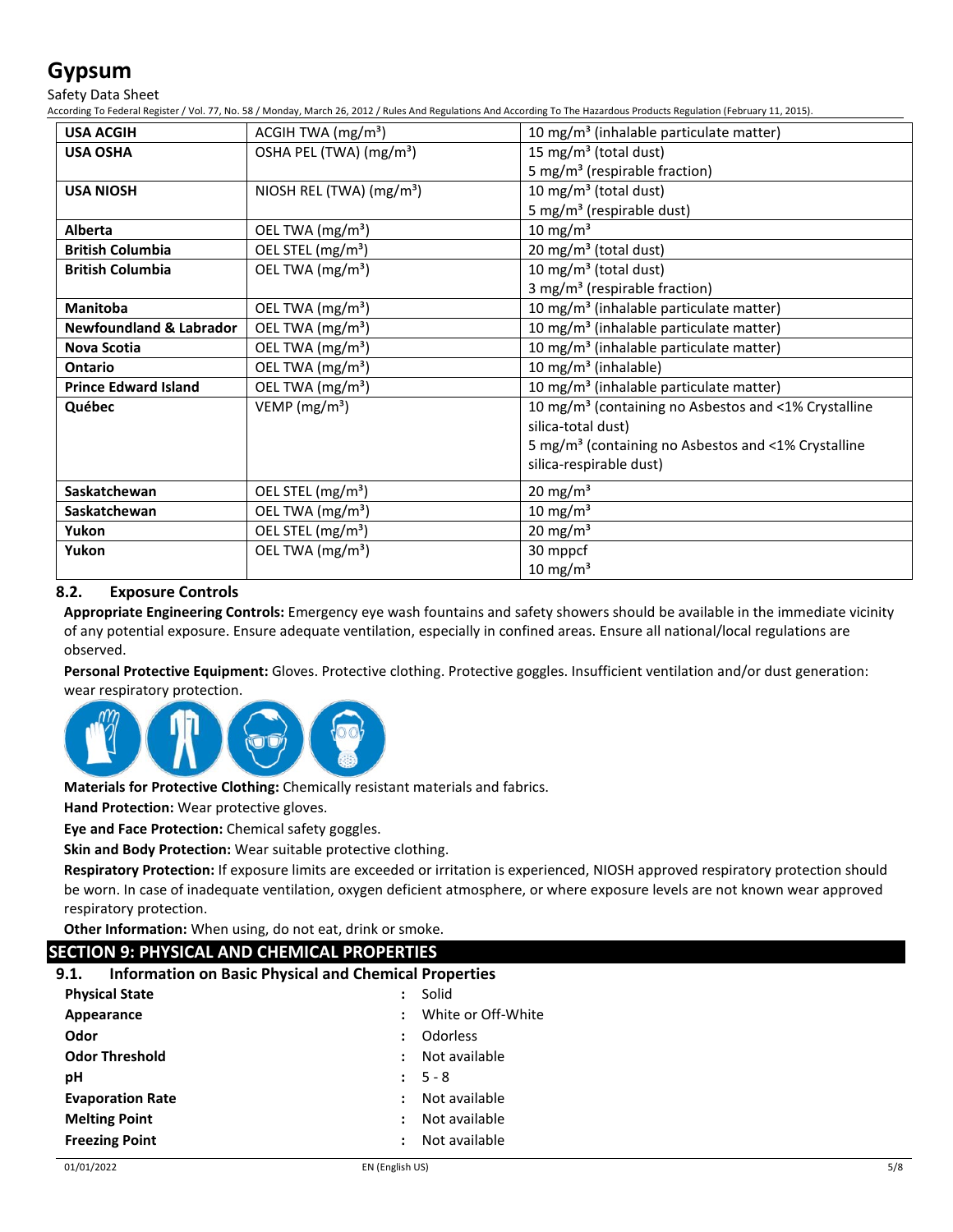| USA ACGIH | ACGIH TWA (mg/m³) | 10 mg/m³ (inhalable particulate matter) |
|---|---|---|
| USA OSHA | OSHA PEL (TWA) (mg/m³) | 15 mg/m³ (total dust)<br>5 mg/m³ (respirable fraction) |
| USA NIOSH | NIOSH REL (TWA) (mg/m³) | 10 mg/m³ (total dust)<br>5 mg/m³ (respirable dust) |
| Alberta | OEL TWA (mg/m³) | 10 mg/m³ |
| British Columbia | OEL STEL (mg/m³) | 20 mg/m³ (total dust) |
| British Columbia | OEL TWA (mg/m³) | 10 mg/m³ (total dust)<br>3 mg/m³ (respirable fraction) |
| Manitoba | OEL TWA (mg/m³) | 10 mg/m³ (inhalable particulate matter) |
| Newfoundland & Labrador | OEL TWA (mg/m³) | 10 mg/m³ (inhalable particulate matter) |
| Nova Scotia | OEL TWA (mg/m³) | 10 mg/m³ (inhalable particulate matter) |
| Ontario | OEL TWA (mg/m³) | 10 mg/m³ (inhalable) |
| Prince Edward Island | OEL TWA (mg/m³) | 10 mg/m³ (inhalable particulate matter) |
| Québec | VEMP (mg/m³) | 10 mg/m³ (containing no Asbestos and <1% Crystalline silica-total dust)<br>5 mg/m³ (containing no Asbestos and <1% Crystalline silica-respirable dust) |
| Saskatchewan | OEL STEL (mg/m³) | 20 mg/m³ |
| Saskatchewan | OEL TWA (mg/m³) | 10 mg/m³ |
| Yukon | OEL STEL (mg/m³) | 20 mg/m³ |
| Yukon | OEL TWA (mg/m³) | 30 mppcf<br>10 mg/m³ |

### 8.2. Exposure Controls

**Appropriate Engineering Controls:** Emergency eye wash fountains and safety showers should be available in the immediate vicinity of any potential exposure. Ensure adequate ventilation, especially in confined areas. Ensure all national/local regulations are observed.

**Personal Protective Equipment:** Gloves. Protective clothing. Protective goggles. Insufficient ventilation and/or dust generation: wear respiratory protection.

**Materials for Protective Clothing:** Chemically resistant materials and fabrics.

**Hand Protection:** Wear protective gloves.

**Eye and Face Protection:** Chemical safety goggles.

**Skin and Body Protection:** Wear suitable protective clothing.

**Respiratory Protection:** If exposure limits are exceeded or irritation is experienced, NIOSH approved respiratory protection should be worn. In case of inadequate ventilation, oxygen deficient atmosphere, or where exposure levels are not known wear approved respiratory protection.

**Other Information:** When using, do not eat, drink or smoke.

## SECTION 9: PHYSICAL AND CHEMICAL PROPERTIES

### 9.1. Information on Basic Physical and Chemical Properties

| | | |
|---|---|---|
| **Physical State** | : | Solid |
| **Appearance** | : | White or Off-White |
| **Odor** | : | Odorless |
| **Odor Threshold** | : | Not available |
| **pH** | : | 5 - 8 |
| **Evaporation Rate** | : | Not available |
| **Melting Point** | : | Not available |
| **Freezing Point** | : | Not available |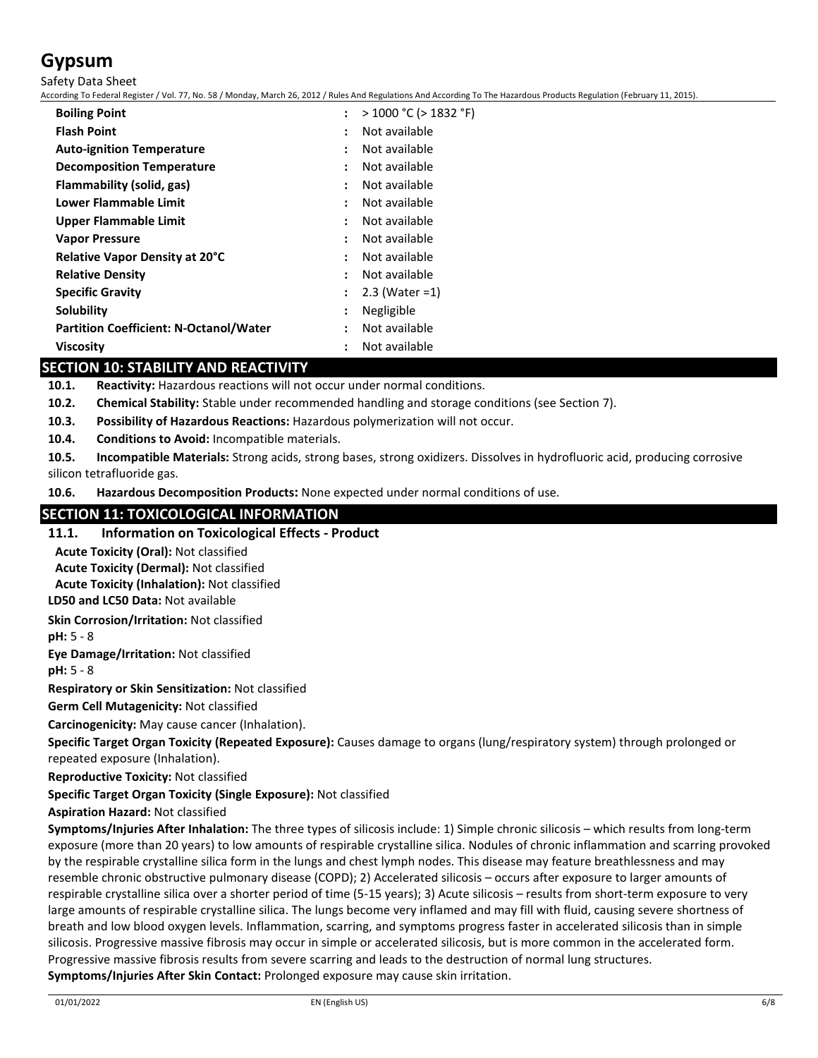| Property | | Value |
|---|---|---|
| **Boiling Point** | : | > 1000 °C (> 1832 °F) |
| **Flash Point** | : | Not available |
| **Auto-ignition Temperature** | : | Not available |
| **Decomposition Temperature** | : | Not available |
| **Flammability (solid, gas)** | : | Not available |
| **Lower Flammable Limit** | : | Not available |
| **Upper Flammable Limit** | : | Not available |
| **Vapor Pressure** | : | Not available |
| **Relative Vapor Density at 20°C** | : | Not available |
| **Relative Density** | : | Not available |
| **Specific Gravity** | : | 2.3 (Water =1) |
| **Solubility** | : | Negligible |
| **Partition Coefficient: N-Octanol/Water** | : | Not available |
| **Viscosity** | : | Not available |

## SECTION 10: STABILITY AND REACTIVITY

**10.1. Reactivity:** Hazardous reactions will not occur under normal conditions.

**10.2. Chemical Stability:** Stable under recommended handling and storage conditions (see Section 7).

**10.3. Possibility of Hazardous Reactions:** Hazardous polymerization will not occur.

**10.4. Conditions to Avoid:** Incompatible materials.

**10.5. Incompatible Materials:** Strong acids, strong bases, strong oxidizers. Dissolves in hydrofluoric acid, producing corrosive silicon tetrafluoride gas.

**10.6. Hazardous Decomposition Products:** None expected under normal conditions of use.

## SECTION 11: TOXICOLOGICAL INFORMATION

### 11.1. Information on Toxicological Effects - Product

**Acute Toxicity (Oral):** Not classified

**Acute Toxicity (Dermal):** Not classified

**Acute Toxicity (Inhalation):** Not classified

**LD50 and LC50 Data:** Not available

**Skin Corrosion/Irritation:** Not classified

**pH:** 5 - 8

**Eye Damage/Irritation:** Not classified

**pH:** 5 - 8

**Respiratory or Skin Sensitization:** Not classified

**Germ Cell Mutagenicity:** Not classified

**Carcinogenicity:** May cause cancer (Inhalation).

**Specific Target Organ Toxicity (Repeated Exposure):** Causes damage to organs (lung/respiratory system) through prolonged or repeated exposure (Inhalation).

**Reproductive Toxicity:** Not classified

**Specific Target Organ Toxicity (Single Exposure):** Not classified

**Aspiration Hazard:** Not classified

**Symptoms/Injuries After Inhalation:** The three types of silicosis include: 1) Simple chronic silicosis – which results from long-term exposure (more than 20 years) to low amounts of respirable crystalline silica. Nodules of chronic inflammation and scarring provoked by the respirable crystalline silica form in the lungs and chest lymph nodes. This disease may feature breathlessness and may resemble chronic obstructive pulmonary disease (COPD); 2) Accelerated silicosis – occurs after exposure to larger amounts of respirable crystalline silica over a shorter period of time (5-15 years); 3) Acute silicosis – results from short-term exposure to very large amounts of respirable crystalline silica. The lungs become very inflamed and may fill with fluid, causing severe shortness of breath and low blood oxygen levels. Inflammation, scarring, and symptoms progress faster in accelerated silicosis than in simple silicosis. Progressive massive fibrosis may occur in simple or accelerated silicosis, but is more common in the accelerated form. Progressive massive fibrosis results from severe scarring and leads to the destruction of normal lung structures.

**Symptoms/Injuries After Skin Contact:** Prolonged exposure may cause skin irritation.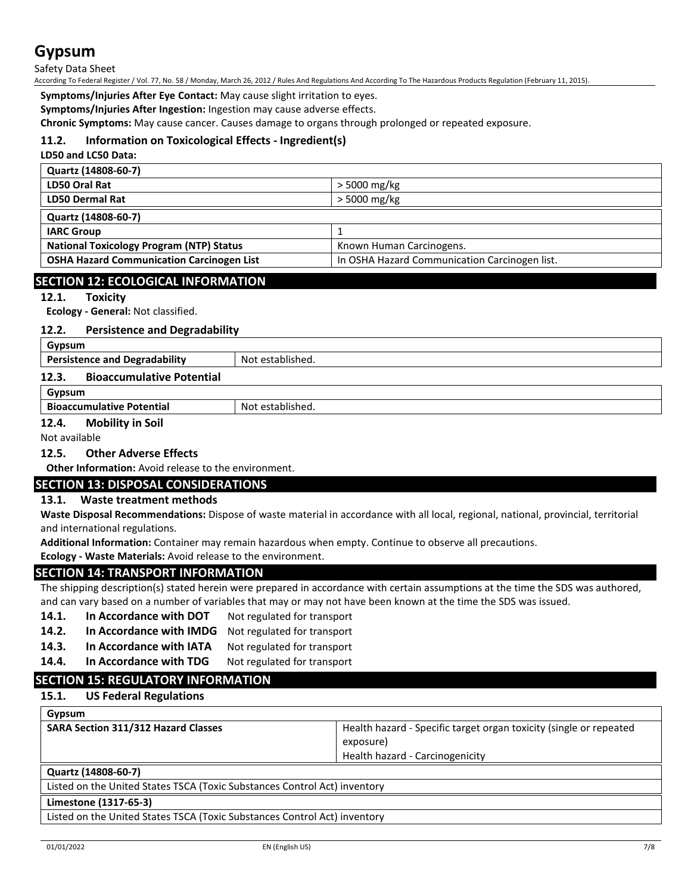**Symptoms/Injuries After Eye Contact:** May cause slight irritation to eyes.

**Symptoms/Injuries After Ingestion:** Ingestion may cause adverse effects.

**Chronic Symptoms:** May cause cancer. Causes damage to organs through prolonged or repeated exposure.

### 11.2. Information on Toxicological Effects - Ingredient(s)

**LD50 and LC50 Data:**

| Quartz (14808-60-7) | |
|---|---|
| **LD50 Oral Rat** | > 5000 mg/kg |
| **LD50 Dermal Rat** | > 5000 mg/kg |

| Quartz (14808-60-7) | |
|---|---|
| **IARC Group** | 1 |
| **National Toxicology Program (NTP) Status** | Known Human Carcinogens. |
| **OSHA Hazard Communication Carcinogen List** | In OSHA Hazard Communication Carcinogen list. |

## SECTION 12: ECOLOGICAL INFORMATION

### 12.1. Toxicity

**Ecology - General:** Not classified.

### 12.2. Persistence and Degradability

| Gypsum | |
|---|---|
| **Persistence and Degradability** | Not established. |

### 12.3. Bioaccumulative Potential

| Gypsum | |
|---|---|
| **Bioaccumulative Potential** | Not established. |

### 12.4. Mobility in Soil

Not available

### 12.5. Other Adverse Effects

**Other Information:** Avoid release to the environment.

## SECTION 13: DISPOSAL CONSIDERATIONS

### 13.1. Waste treatment methods

**Waste Disposal Recommendations:** Dispose of waste material in accordance with all local, regional, national, provincial, territorial and international regulations.

**Additional Information:** Container may remain hazardous when empty. Continue to observe all precautions.

**Ecology - Waste Materials:** Avoid release to the environment.

## SECTION 14: TRANSPORT INFORMATION

The shipping description(s) stated herein were prepared in accordance with certain assumptions at the time the SDS was authored, and can vary based on a number of variables that may or may not have been known at the time the SDS was issued.

**14.1. In Accordance with DOT** Not regulated for transport

**14.2. In Accordance with IMDG** Not regulated for transport

**14.3. In Accordance with IATA** Not regulated for transport

**14.4. In Accordance with TDG** Not regulated for transport

## SECTION 15: REGULATORY INFORMATION

### 15.1. US Federal Regulations

| Gypsum | |
|---|---|
| **SARA Section 311/312 Hazard Classes** | Health hazard - Specific target organ toxicity (single or repeated exposure)<br>Health hazard - Carcinogenicity |

| Quartz (14808-60-7) |
|---|
| Listed on the United States TSCA (Toxic Substances Control Act) inventory |

| Limestone (1317-65-3) |
|---|
| Listed on the United States TSCA (Toxic Substances Control Act) inventory |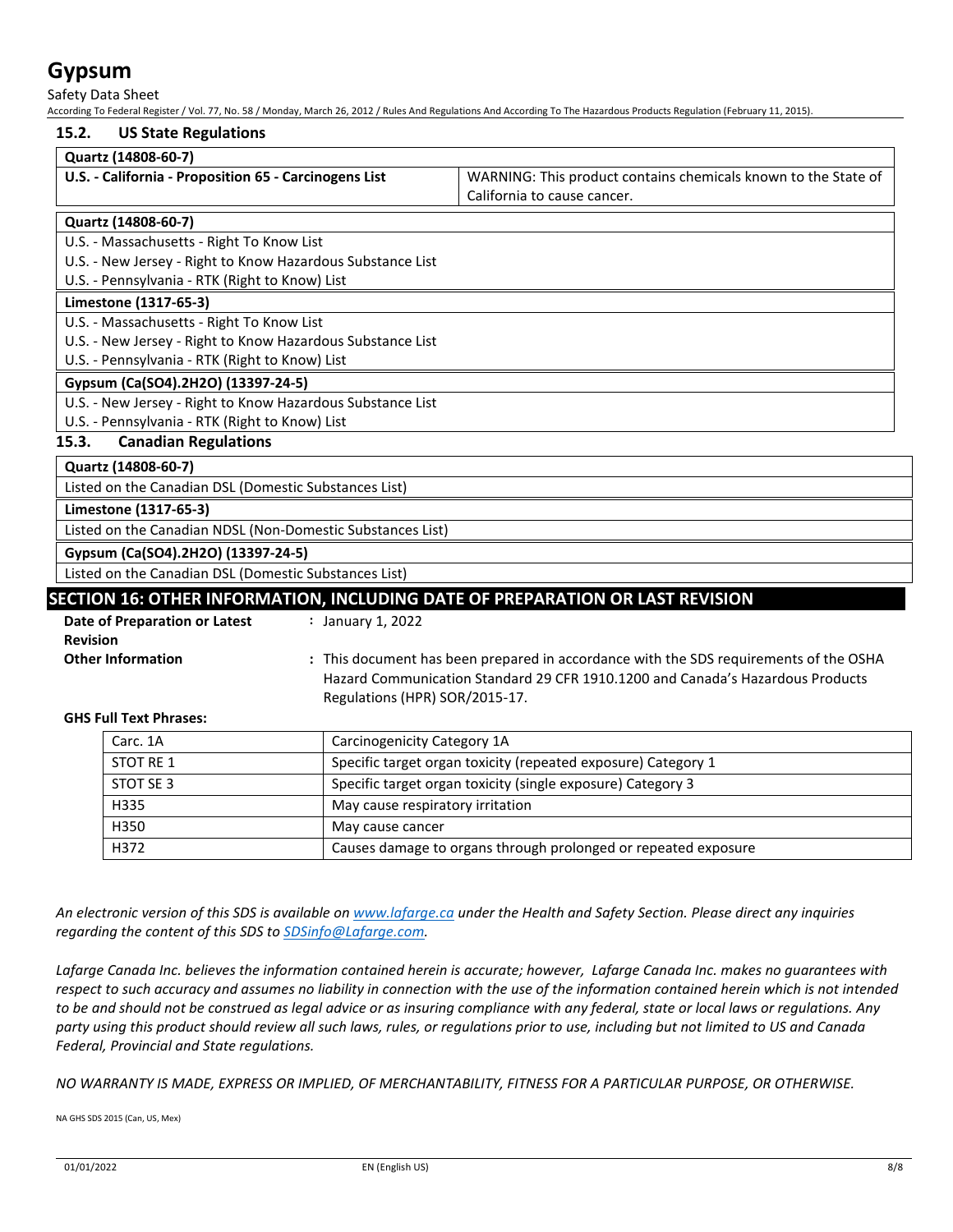### 15.2. US State Regulations

| Quartz (14808-60-7) | |
|---|---|
| **U.S. - California - Proposition 65 - Carcinogens List** | WARNING: This product contains chemicals known to the State of California to cause cancer. |

| **Quartz (14808-60-7)** |
|---|
| U.S. - Massachusetts - Right To Know List |
| U.S. - New Jersey - Right to Know Hazardous Substance List |
| U.S. - Pennsylvania - RTK (Right to Know) List |
| **Limestone (1317-65-3)** |
| U.S. - Massachusetts - Right To Know List |
| U.S. - New Jersey - Right to Know Hazardous Substance List |
| U.S. - Pennsylvania - RTK (Right to Know) List |
| **Gypsum (Ca(SO4).2H2O) (13397-24-5)** |
| U.S. - New Jersey - Right to Know Hazardous Substance List |
| U.S. - Pennsylvania - RTK (Right to Know) List |

### 15.3. Canadian Regulations

| **Quartz (14808-60-7)** |
|---|
| Listed on the Canadian DSL (Domestic Substances List) |
| **Limestone (1317-65-3)** |
| Listed on the Canadian NDSL (Non-Domestic Substances List) |
| **Gypsum (Ca(SO4).2H2O) (13397-24-5)** |
| Listed on the Canadian DSL (Domestic Substances List) |

## SECTION 16: OTHER INFORMATION, INCLUDING DATE OF PREPARATION OR LAST REVISION

**Date of Preparation or Latest Revision** : January 1, 2022

**Other Information** : This document has been prepared in accordance with the SDS requirements of the OSHA Hazard Communication Standard 29 CFR 1910.1200 and Canada's Hazardous Products Regulations (HPR) SOR/2015-17.

**GHS Full Text Phrases:**

| | |
|---|---|
| Carc. 1A | Carcinogenicity Category 1A |
| STOT RE 1 | Specific target organ toxicity (repeated exposure) Category 1 |
| STOT SE 3 | Specific target organ toxicity (single exposure) Category 3 |
| H335 | May cause respiratory irritation |
| H350 | May cause cancer |
| H372 | Causes damage to organs through prolonged or repeated exposure |

*An electronic version of this SDS is available on www.lafarge.ca under the Health and Safety Section. Please direct any inquiries regarding the content of this SDS to SDSinfo@Lafarge.com.*

*Lafarge Canada Inc. believes the information contained herein is accurate; however, Lafarge Canada Inc. makes no guarantees with respect to such accuracy and assumes no liability in connection with the use of the information contained herein which is not intended to be and should not be construed as legal advice or as insuring compliance with any federal, state or local laws or regulations. Any party using this product should review all such laws, rules, or regulations prior to use, including but not limited to US and Canada Federal, Provincial and State regulations.*

*NO WARRANTY IS MADE, EXPRESS OR IMPLIED, OF MERCHANTABILITY, FITNESS FOR A PARTICULAR PURPOSE, OR OTHERWISE.*

NA GHS SDS 2015 (Can, US, Mex)